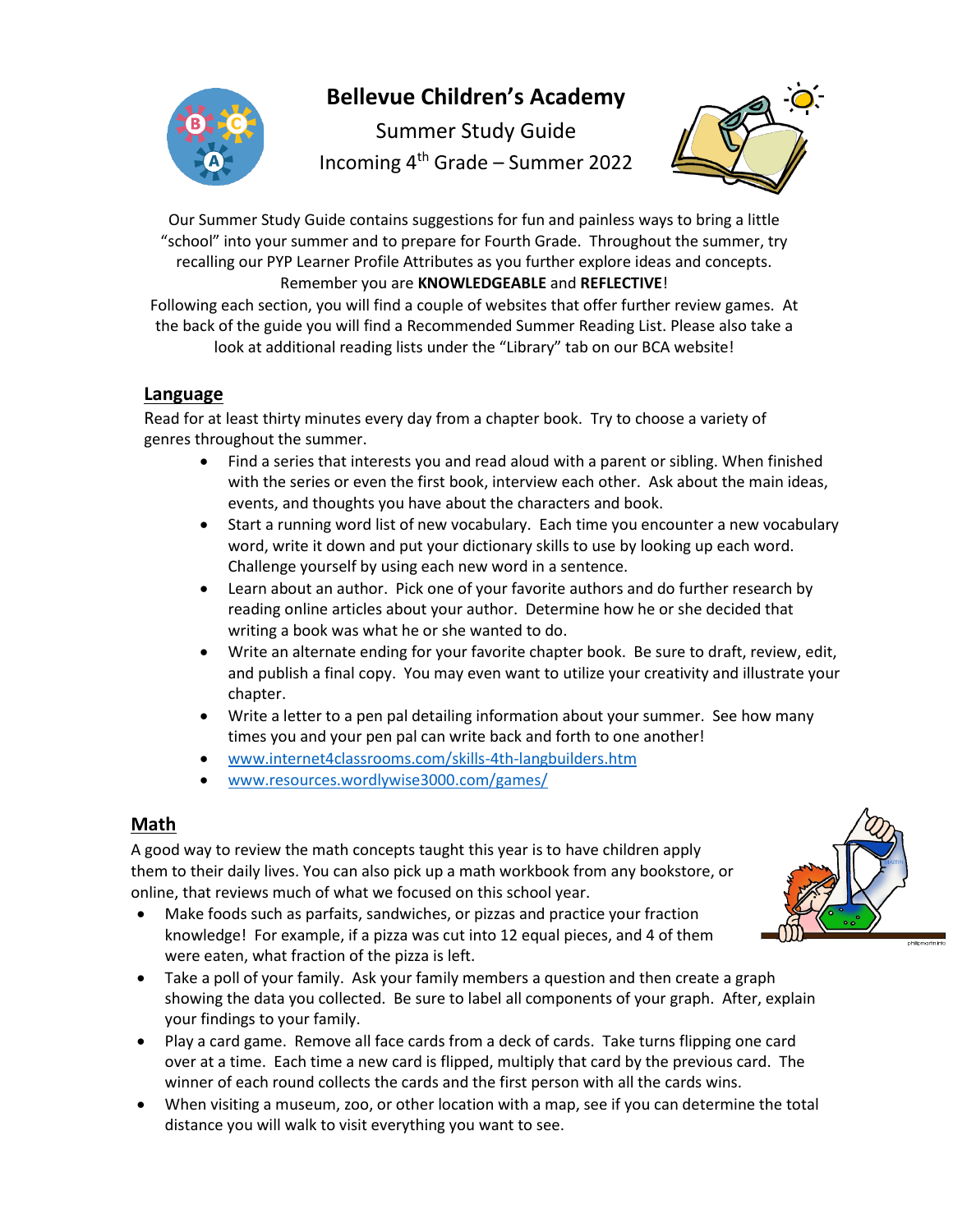# Bellevue Children's Academy

Summer Study Guide

Incoming 4th Grade – Summer 2022

Our Summer Study Guide contains suggestions for fun and painless ways to bring a little "school" into your summer and to prepare for Fourth Grade. Throughout the summer, try recalling our PYP Learner Profile Attributes as you further explore ideas and concepts. Remember you are **KNOWLEDGEABLE** and **REFLECTIVE**!

Following each section, you will find a couple of websites that offer further review games. At the back of the guide you will find a Recommended Summer Reading List. Please also take a look at additional reading lists under the "Library" tab on our BCA website!

## Language

Read for at least thirty minutes every day from a chapter book. Try to choose a variety of genres throughout the summer.

- Find a series that interests you and read aloud with a parent or sibling. When finished with the series or even the first book, interview each other. Ask about the main ideas, events, and thoughts you have about the characters and book.
- Start a running word list of new vocabulary. Each time you encounter a new vocabulary word, write it down and put your dictionary skills to use by looking up each word. Challenge yourself by using each new word in a sentence.
- Learn about an author. Pick one of your favorite authors and do further research by reading online articles about your author. Determine how he or she decided that writing a book was what he or she wanted to do.
- Write an alternate ending for your favorite chapter book. Be sure to draft, review, edit, and publish a final copy. You may even want to utilize your creativity and illustrate your chapter.
- Write a letter to a pen pal detailing information about your summer. See how many times you and your pen pal can write back and forth to one another!
- www.internet4classrooms.com/skills-4th-langbuilders.htm
- www.resources.wordlywise3000.com/games/

## Math

A good way to review the math concepts taught this year is to have children apply them to their daily lives. You can also pick up a math workbook from any bookstore, or online, that reviews much of what we focused on this school year.

- Make foods such as parfaits, sandwiches, or pizzas and practice your fraction knowledge! For example, if a pizza was cut into 12 equal pieces, and 4 of them were eaten, what fraction of the pizza is left.
- Take a poll of your family. Ask your family members a question and then create a graph showing the data you collected. Be sure to label all components of your graph. After, explain your findings to your family.
- Play a card game. Remove all face cards from a deck of cards. Take turns flipping one card over at a time. Each time a new card is flipped, multiply that card by the previous card. The winner of each round collects the cards and the first person with all the cards wins.
- When visiting a museum, zoo, or other location with a map, see if you can determine the total distance you will walk to visit everything you want to see.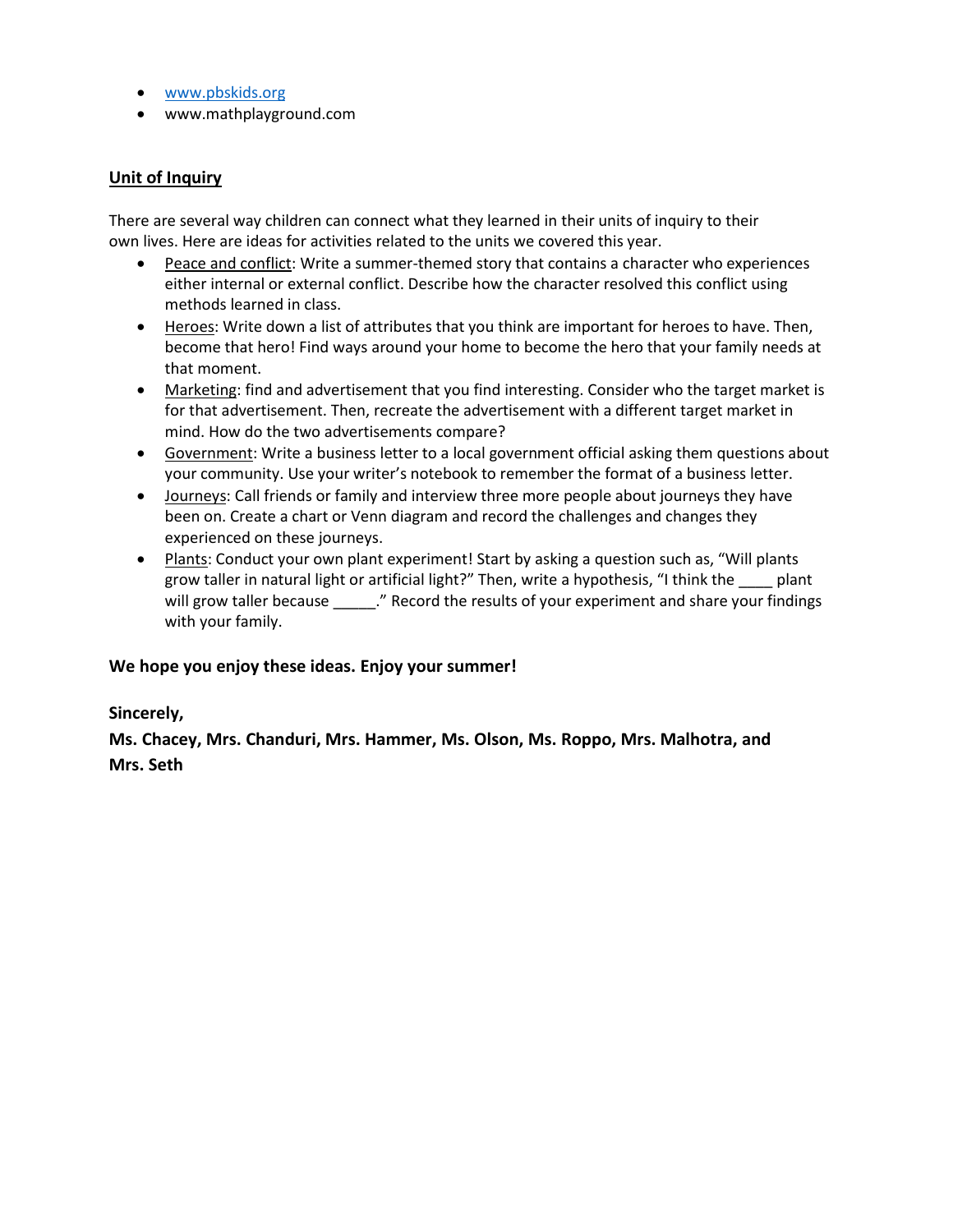- www.pbskids.org
- www.mathplayground.com

## Unit of Inquiry

There are several way children can connect what they learned in their units of inquiry to their own lives. Here are ideas for activities related to the units we covered this year.

- Peace and conflict: Write a summer-themed story that contains a character who experiences either internal or external conflict. Describe how the character resolved this conflict using methods learned in class.
- Heroes: Write down a list of attributes that you think are important for heroes to have. Then, become that hero! Find ways around your home to become the hero that your family needs at that moment.
- Marketing: find and advertisement that you find interesting. Consider who the target market is for that advertisement. Then, recreate the advertisement with a different target market in mind. How do the two advertisements compare?
- Government: Write a business letter to a local government official asking them questions about your community. Use your writer's notebook to remember the format of a business letter.
- Journeys: Call friends or family and interview three more people about journeys they have been on. Create a chart or Venn diagram and record the challenges and changes they experienced on these journeys.
- Plants: Conduct your own plant experiment! Start by asking a question such as, "Will plants grow taller in natural light or artificial light?" Then, write a hypothesis, "I think the ____ plant will grow taller because _____." Record the results of your experiment and share your findings with your family.

**We hope you enjoy these ideas. Enjoy your summer!**

**Sincerely,**

**Ms. Chacey, Mrs. Chanduri, Mrs. Hammer, Ms. Olson, Ms. Roppo, Mrs. Malhotra, and Mrs. Seth**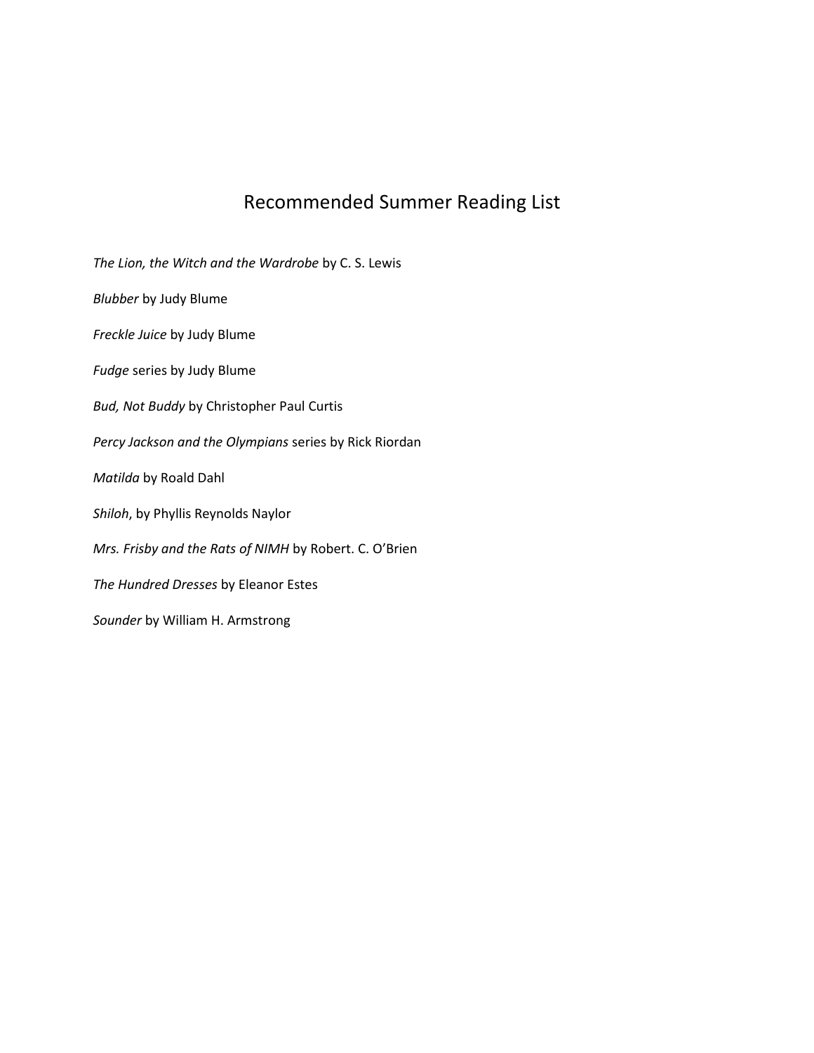# Recommended Summer Reading List

*The Lion, the Witch and the Wardrobe* by C. S. Lewis

*Blubber* by Judy Blume

*Freckle Juice* by Judy Blume

*Fudge* series by Judy Blume

*Bud, Not Buddy* by Christopher Paul Curtis

*Percy Jackson and the Olympians* series by Rick Riordan

*Matilda* by Roald Dahl

*Shiloh*, by Phyllis Reynolds Naylor

*Mrs. Frisby and the Rats of NIMH* by Robert. C. O'Brien

*The Hundred Dresses* by Eleanor Estes

*Sounder* by William H. Armstrong